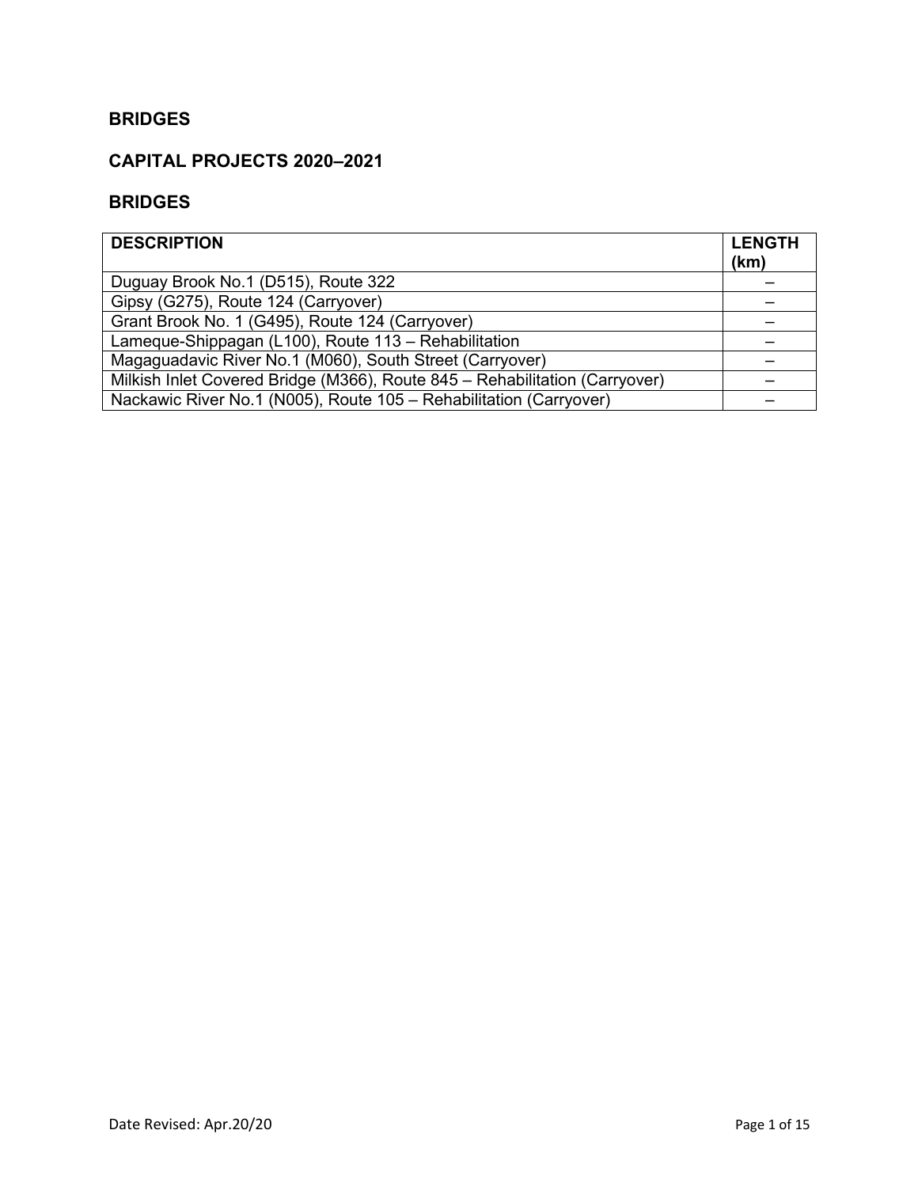## BRIDGES

## CAPITAL PROJECTS 2020–2021

### BRIDGES

| DESCRIPTION | LENGTH (km) |
| --- | --- |
| Duguay Brook No.1 (D515), Route 322 | – |
| Gipsy (G275), Route 124 (Carryover) | – |
| Grant Brook No. 1 (G495), Route 124 (Carryover) | – |
| Lameque-Shippagan (L100), Route 113 – Rehabilitation | – |
| Magaguadavic River No.1 (M060), South Street (Carryover) | – |
| Milkish Inlet Covered Bridge (M366), Route 845 – Rehabilitation (Carryover) | – |
| Nackawic River No.1 (N005), Route 105 – Rehabilitation (Carryover) | – |

Date Revised: Apr.20/20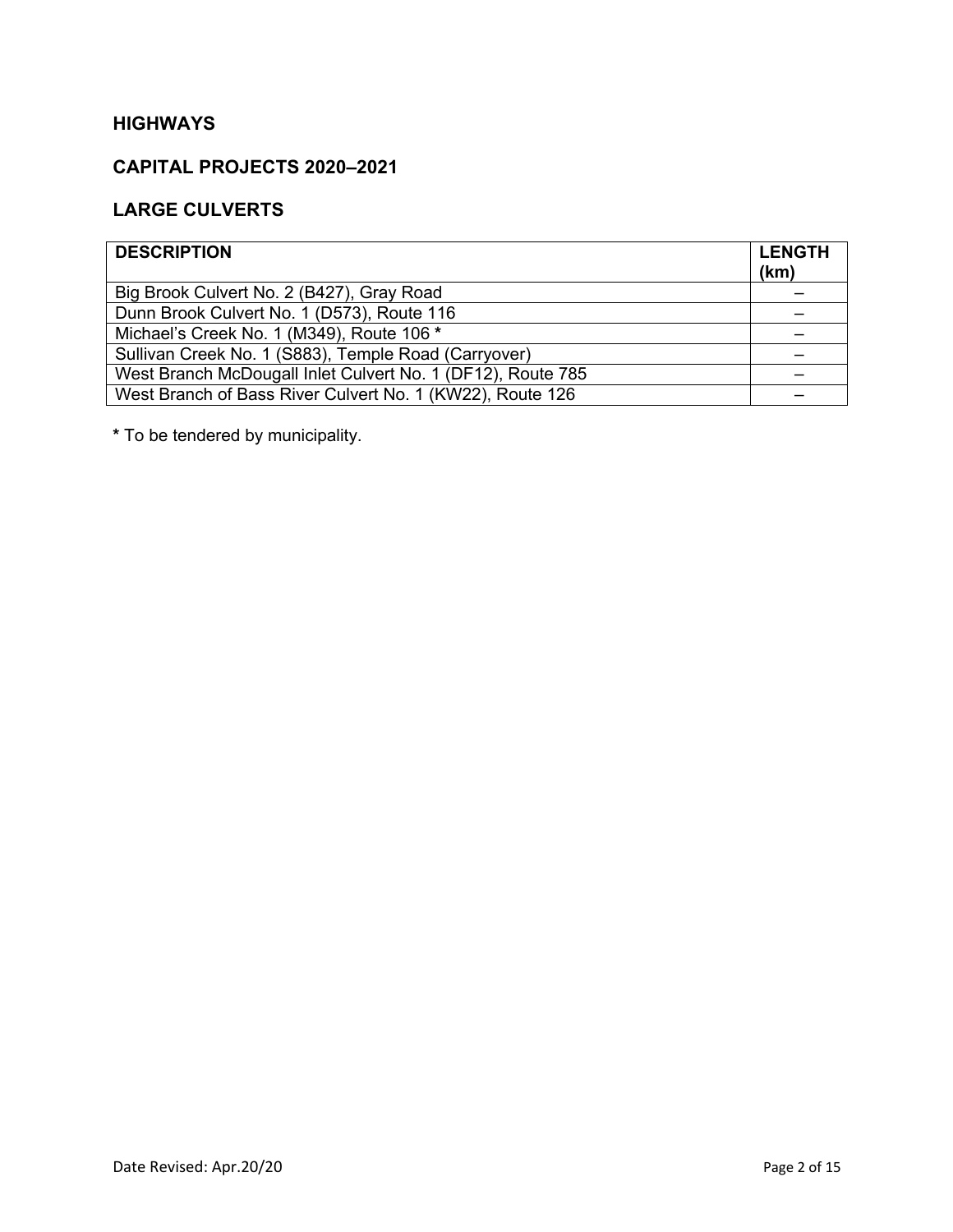## HIGHWAYS

## CAPITAL PROJECTS 2020–2021

## LARGE CULVERTS

| DESCRIPTION | LENGTH (km) |
|---|---|
| Big Brook Culvert No. 2 (B427), Gray Road | – |
| Dunn Brook Culvert No. 1 (D573), Route 116 | – |
| Michael's Creek No. 1 (M349), Route 106 * | – |
| Sullivan Creek No. 1 (S883), Temple Road (Carryover) | – |
| West Branch McDougall Inlet Culvert No. 1 (DF12), Route 785 | – |
| West Branch of Bass River Culvert No. 1 (KW22), Route 126 | – |

**\*** To be tendered by municipality.

Date Revised: Apr.20/20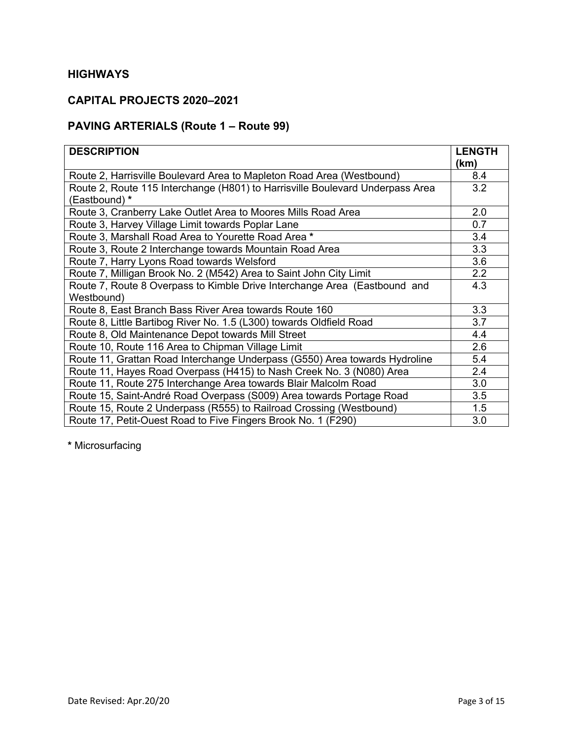## HIGHWAYS

## CAPITAL PROJECTS 2020–2021

## PAVING ARTERIALS (Route 1 – Route 99)

| DESCRIPTION | LENGTH (km) |
|---|---|
| Route 2, Harrisville Boulevard Area to Mapleton Road Area (Westbound) | 8.4 |
| Route 2, Route 115 Interchange (H801) to Harrisville Boulevard Underpass Area (Eastbound) * | 3.2 |
| Route 3, Cranberry Lake Outlet Area to Moores Mills Road Area | 2.0 |
| Route 3, Harvey Village Limit towards Poplar Lane | 0.7 |
| Route 3, Marshall Road Area to Yourette Road Area * | 3.4 |
| Route 3, Route 2 Interchange towards Mountain Road Area | 3.3 |
| Route 7, Harry Lyons Road towards Welsford | 3.6 |
| Route 7, Milligan Brook No. 2 (M542) Area to Saint John City Limit | 2.2 |
| Route 7, Route 8 Overpass to Kimble Drive Interchange Area (Eastbound and Westbound) | 4.3 |
| Route 8, East Branch Bass River Area towards Route 160 | 3.3 |
| Route 8, Little Bartibog River No. 1.5 (L300) towards Oldfield Road | 3.7 |
| Route 8, Old Maintenance Depot towards Mill Street | 4.4 |
| Route 10, Route 116 Area to Chipman Village Limit | 2.6 |
| Route 11, Grattan Road Interchange Underpass (G550) Area towards Hydroline | 5.4 |
| Route 11, Hayes Road Overpass (H415) to Nash Creek No. 3 (N080) Area | 2.4 |
| Route 11, Route 275 Interchange Area towards Blair Malcolm Road | 3.0 |
| Route 15, Saint-André Road Overpass (S009) Area towards Portage Road | 3.5 |
| Route 15, Route 2 Underpass (R555) to Railroad Crossing (Westbound) | 1.5 |
| Route 17, Petit-Ouest Road to Five Fingers Brook No. 1 (F290) | 3.0 |

**\*** Microsurfacing

Date Revised: Apr.20/20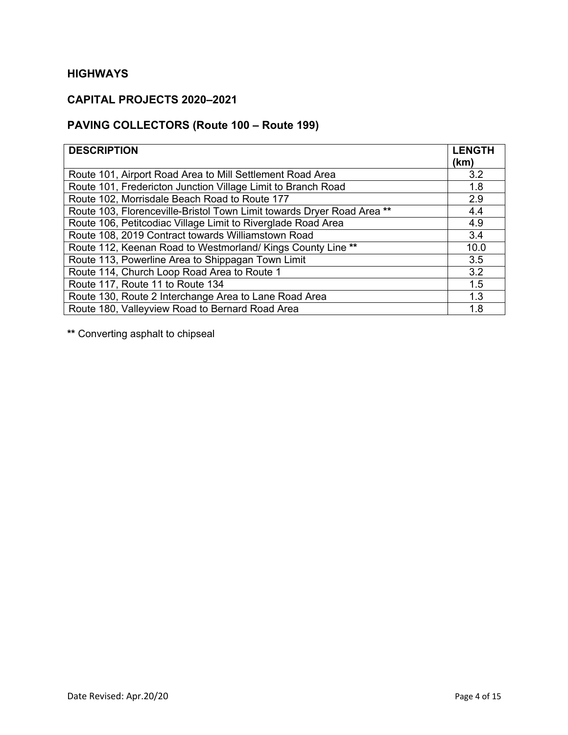## HIGHWAYS

## CAPITAL PROJECTS 2020–2021

## PAVING COLLECTORS (Route 100 – Route 199)

| DESCRIPTION | LENGTH (km) |
|---|---|
| Route 101, Airport Road Area to Mill Settlement Road Area | 3.2 |
| Route 101, Fredericton Junction Village Limit to Branch Road | 1.8 |
| Route 102, Morrisdale Beach Road to Route 177 | 2.9 |
| Route 103, Florenceville-Bristol Town Limit towards Dryer Road Area ** | 4.4 |
| Route 106, Petitcodiac Village Limit to Riverglade Road Area | 4.9 |
| Route 108, 2019 Contract towards Williamstown Road | 3.4 |
| Route 112, Keenan Road to Westmorland/ Kings County Line ** | 10.0 |
| Route 113, Powerline Area to Shippagan Town Limit | 3.5 |
| Route 114, Church Loop Road Area to Route 1 | 3.2 |
| Route 117, Route 11 to Route 134 | 1.5 |
| Route 130, Route 2 Interchange Area to Lane Road Area | 1.3 |
| Route 180, Valleyview Road to Bernard Road Area | 1.8 |

** Converting asphalt to chipseal

Date Revised: Apr.20/20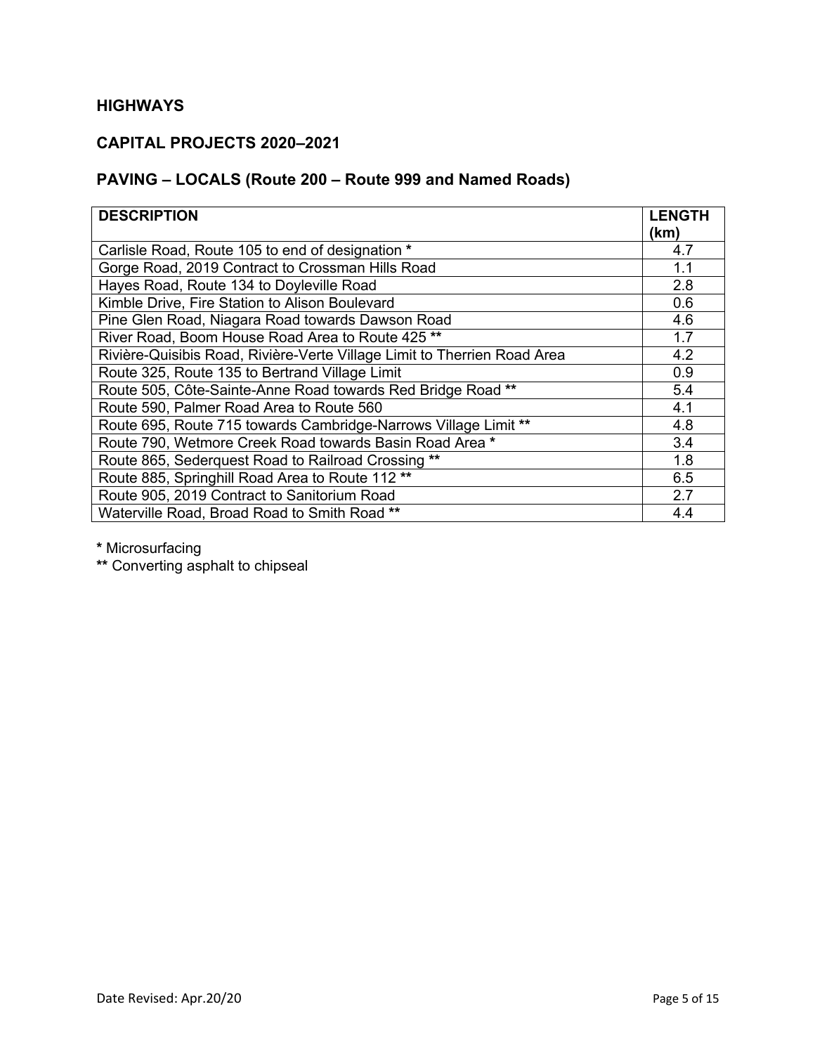## HIGHWAYS

## CAPITAL PROJECTS 2020–2021

## PAVING – LOCALS (Route 200 – Route 999 and Named Roads)

| DESCRIPTION | LENGTH (km) |
|---|---|
| Carlisle Road, Route 105 to end of designation * | 4.7 |
| Gorge Road, 2019 Contract to Crossman Hills Road | 1.1 |
| Hayes Road, Route 134 to Doyleville Road | 2.8 |
| Kimble Drive, Fire Station to Alison Boulevard | 0.6 |
| Pine Glen Road, Niagara Road towards Dawson Road | 4.6 |
| River Road, Boom House Road Area to Route 425 ** | 1.7 |
| Rivière-Quisibis Road, Rivière-Verte Village Limit to Therrien Road Area | 4.2 |
| Route 325, Route 135 to Bertrand Village Limit | 0.9 |
| Route 505, Côte-Sainte-Anne Road towards Red Bridge Road ** | 5.4 |
| Route 590, Palmer Road Area to Route 560 | 4.1 |
| Route 695, Route 715 towards Cambridge-Narrows Village Limit ** | 4.8 |
| Route 790, Wetmore Creek Road towards Basin Road Area * | 3.4 |
| Route 865, Sederquest Road to Railroad Crossing ** | 1.8 |
| Route 885, Springhill Road Area to Route 112 ** | 6.5 |
| Route 905, 2019 Contract to Sanitorium Road | 2.7 |
| Waterville Road, Broad Road to Smith Road ** | 4.4 |

**\*** Microsurfacing

**\*\*** Converting asphalt to chipseal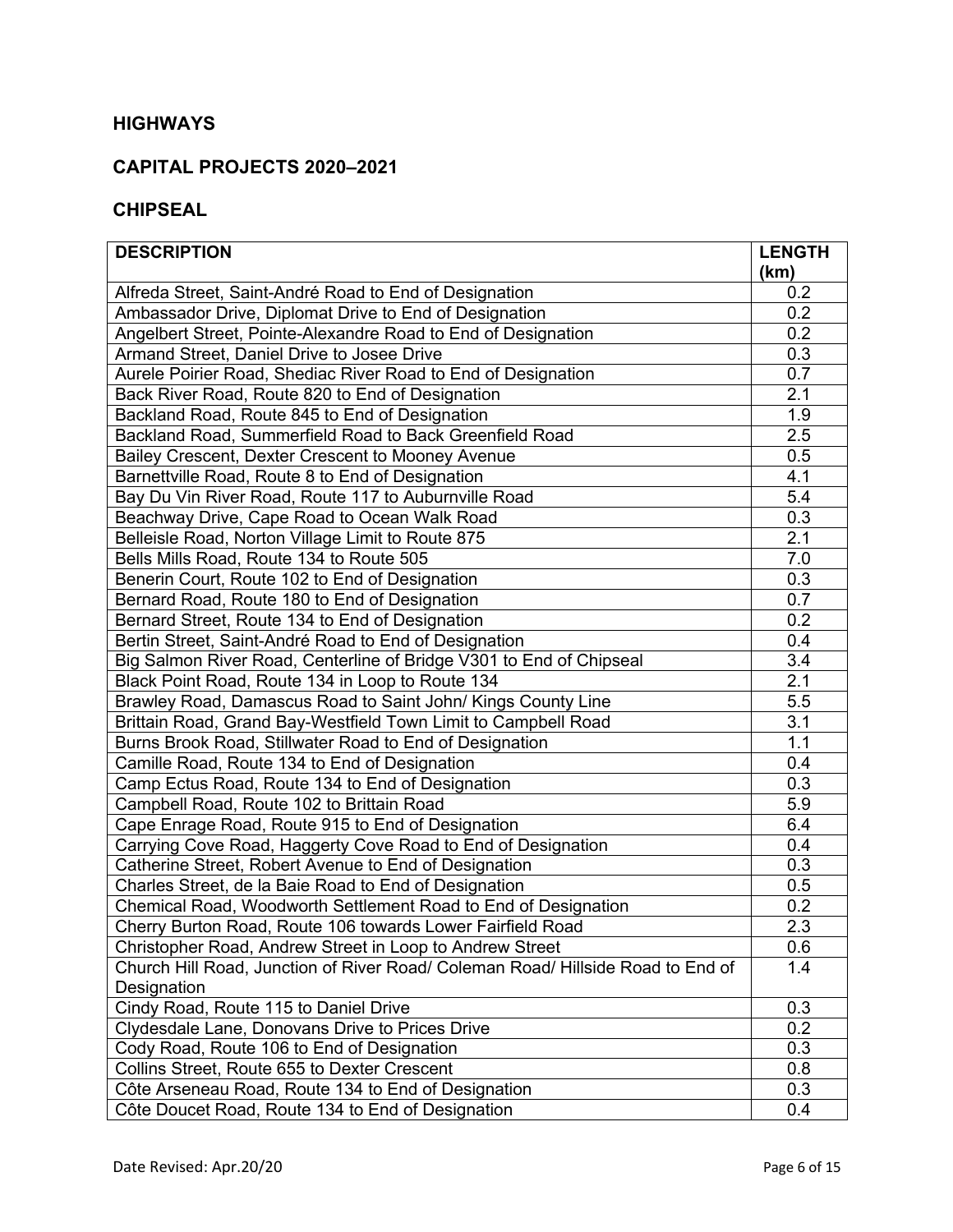## HIGHWAYS

## CAPITAL PROJECTS 2020–2021

## CHIPSEAL

| DESCRIPTION | LENGTH (km) |
|---|---|
| Alfreda Street, Saint-André Road to End of Designation | 0.2 |
| Ambassador Drive, Diplomat Drive to End of Designation | 0.2 |
| Angelbert Street, Pointe-Alexandre Road to End of Designation | 0.2 |
| Armand Street, Daniel Drive to Josee Drive | 0.3 |
| Aurele Poirier Road, Shediac River Road to End of Designation | 0.7 |
| Back River Road, Route 820 to End of Designation | 2.1 |
| Backland Road, Route 845 to End of Designation | 1.9 |
| Backland Road, Summerfield Road to Back Greenfield Road | 2.5 |
| Bailey Crescent, Dexter Crescent to Mooney Avenue | 0.5 |
| Barnettville Road, Route 8 to End of Designation | 4.1 |
| Bay Du Vin River Road, Route 117 to Auburnville Road | 5.4 |
| Beachway Drive, Cape Road to Ocean Walk Road | 0.3 |
| Belleisle Road, Norton Village Limit to Route 875 | 2.1 |
| Bells Mills Road, Route 134 to Route 505 | 7.0 |
| Benerin Court, Route 102 to End of Designation | 0.3 |
| Bernard Road, Route 180 to End of Designation | 0.7 |
| Bernard Street, Route 134 to End of Designation | 0.2 |
| Bertin Street, Saint-André Road to End of Designation | 0.4 |
| Big Salmon River Road, Centerline of Bridge V301 to End of Chipseal | 3.4 |
| Black Point Road, Route 134 in Loop to Route 134 | 2.1 |
| Brawley Road, Damascus Road to Saint John/ Kings County Line | 5.5 |
| Brittain Road, Grand Bay-Westfield Town Limit to Campbell Road | 3.1 |
| Burns Brook Road, Stillwater Road to End of Designation | 1.1 |
| Camille Road, Route 134 to End of Designation | 0.4 |
| Camp Ectus Road, Route 134 to End of Designation | 0.3 |
| Campbell Road, Route 102 to Brittain Road | 5.9 |
| Cape Enrage Road, Route 915 to End of Designation | 6.4 |
| Carrying Cove Road, Haggerty Cove Road to End of Designation | 0.4 |
| Catherine Street, Robert Avenue to End of Designation | 0.3 |
| Charles Street, de la Baie Road to End of Designation | 0.5 |
| Chemical Road, Woodworth Settlement Road to End of Designation | 0.2 |
| Cherry Burton Road, Route 106 towards Lower Fairfield Road | 2.3 |
| Christopher Road, Andrew Street in Loop to Andrew Street | 0.6 |
| Church Hill Road, Junction of River Road/ Coleman Road/ Hillside Road to End of Designation | 1.4 |
| Cindy Road, Route 115 to Daniel Drive | 0.3 |
| Clydesdale Lane, Donovans Drive to Prices Drive | 0.2 |
| Cody Road, Route 106 to End of Designation | 0.3 |
| Collins Street, Route 655 to Dexter Crescent | 0.8 |
| Côte Arseneau Road, Route 134 to End of Designation | 0.3 |
| Côte Doucet Road, Route 134 to End of Designation | 0.4 |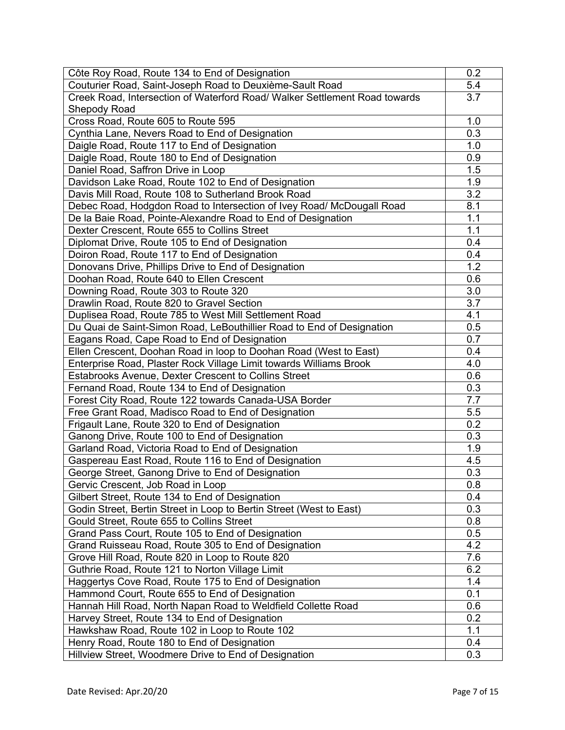| | |
|---|---|
| Côte Roy Road, Route 134 to End of Designation | 0.2 |
| Couturier Road, Saint-Joseph Road to Deuxième-Sault Road | 5.4 |
| Creek Road, Intersection of Waterford Road/ Walker Settlement Road towards Shepody Road | 3.7 |
| Cross Road, Route 605 to Route 595 | 1.0 |
| Cynthia Lane, Nevers Road to End of Designation | 0.3 |
| Daigle Road, Route 117 to End of Designation | 1.0 |
| Daigle Road, Route 180 to End of Designation | 0.9 |
| Daniel Road, Saffron Drive in Loop | 1.5 |
| Davidson Lake Road, Route 102 to End of Designation | 1.9 |
| Davis Mill Road, Route 108 to Sutherland Brook Road | 3.2 |
| Debec Road, Hodgdon Road to Intersection of Ivey Road/ McDougall Road | 8.1 |
| De la Baie Road, Pointe-Alexandre Road to End of Designation | 1.1 |
| Dexter Crescent, Route 655 to Collins Street | 1.1 |
| Diplomat Drive, Route 105 to End of Designation | 0.4 |
| Doiron Road, Route 117 to End of Designation | 0.4 |
| Donovans Drive, Phillips Drive to End of Designation | 1.2 |
| Doohan Road, Route 640 to Ellen Crescent | 0.6 |
| Downing Road, Route 303 to Route 320 | 3.0 |
| Drawlin Road, Route 820 to Gravel Section | 3.7 |
| Duplisea Road, Route 785 to West Mill Settlement Road | 4.1 |
| Du Quai de Saint-Simon Road, LeBouthillier Road to End of Designation | 0.5 |
| Eagans Road, Cape Road to End of Designation | 0.7 |
| Ellen Crescent, Doohan Road in loop to Doohan Road (West to East) | 0.4 |
| Enterprise Road, Plaster Rock Village Limit towards Williams Brook | 4.0 |
| Estabrooks Avenue, Dexter Crescent to Collins Street | 0.6 |
| Fernand Road, Route 134 to End of Designation | 0.3 |
| Forest City Road, Route 122 towards Canada-USA Border | 7.7 |
| Free Grant Road, Madisco Road to End of Designation | 5.5 |
| Frigault Lane, Route 320 to End of Designation | 0.2 |
| Ganong Drive, Route 100 to End of Designation | 0.3 |
| Garland Road, Victoria Road to End of Designation | 1.9 |
| Gaspereau East Road, Route 116 to End of Designation | 4.5 |
| George Street, Ganong Drive to End of Designation | 0.3 |
| Gervic Crescent, Job Road in Loop | 0.8 |
| Gilbert Street, Route 134 to End of Designation | 0.4 |
| Godin Street, Bertin Street in Loop to Bertin Street (West to East) | 0.3 |
| Gould Street, Route 655 to Collins Street | 0.8 |
| Grand Pass Court, Route 105 to End of Designation | 0.5 |
| Grand Ruisseau Road, Route 305 to End of Designation | 4.2 |
| Grove Hill Road, Route 820 in Loop to Route 820 | 7.6 |
| Guthrie Road, Route 121 to Norton Village Limit | 6.2 |
| Haggertys Cove Road, Route 175 to End of Designation | 1.4 |
| Hammond Court, Route 655 to End of Designation | 0.1 |
| Hannah Hill Road, North Napan Road to Weldfield Collette Road | 0.6 |
| Harvey Street, Route 134 to End of Designation | 0.2 |
| Hawkshaw Road, Route 102 in Loop to Route 102 | 1.1 |
| Henry Road, Route 180 to End of Designation | 0.4 |
| Hillview Street, Woodmere Drive to End of Designation | 0.3 |

Date Revised: Apr.20/20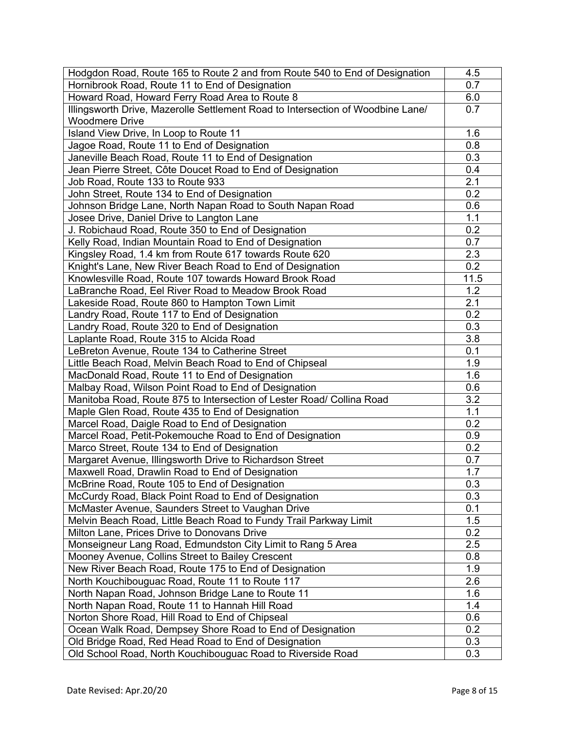| | |
|---|---|
| Hodgdon Road, Route 165 to Route 2 and from Route 540 to End of Designation | 4.5 |
| Hornibrook Road, Route 11 to End of Designation | 0.7 |
| Howard Road, Howard Ferry Road Area to Route 8 | 6.0 |
| Illingsworth Drive, Mazerolle Settlement Road to Intersection of Woodbine Lane/ Woodmere Drive | 0.7 |
| Island View Drive, In Loop to Route 11 | 1.6 |
| Jagoe Road, Route 11 to End of Designation | 0.8 |
| Janeville Beach Road, Route 11 to End of Designation | 0.3 |
| Jean Pierre Street, Côte Doucet Road to End of Designation | 0.4 |
| Job Road, Route 133 to Route 933 | 2.1 |
| John Street, Route 134 to End of Designation | 0.2 |
| Johnson Bridge Lane, North Napan Road to South Napan Road | 0.6 |
| Josee Drive, Daniel Drive to Langton Lane | 1.1 |
| J. Robichaud Road, Route 350 to End of Designation | 0.2 |
| Kelly Road, Indian Mountain Road to End of Designation | 0.7 |
| Kingsley Road, 1.4 km from Route 617 towards Route 620 | 2.3 |
| Knight's Lane, New River Beach Road to End of Designation | 0.2 |
| Knowlesville Road, Route 107 towards Howard Brook Road | 11.5 |
| LaBranche Road, Eel River Road to Meadow Brook Road | 1.2 |
| Lakeside Road, Route 860 to Hampton Town Limit | 2.1 |
| Landry Road, Route 117 to End of Designation | 0.2 |
| Landry Road, Route 320 to End of Designation | 0.3 |
| Laplante Road, Route 315 to Alcida Road | 3.8 |
| LeBreton Avenue, Route 134 to Catherine Street | 0.1 |
| Little Beach Road, Melvin Beach Road to End of Chipseal | 1.9 |
| MacDonald Road, Route 11 to End of Designation | 1.6 |
| Malbay Road, Wilson Point Road to End of Designation | 0.6 |
| Manitoba Road, Route 875 to Intersection of Lester Road/ Collina Road | 3.2 |
| Maple Glen Road, Route 435 to End of Designation | 1.1 |
| Marcel Road, Daigle Road to End of Designation | 0.2 |
| Marcel Road, Petit-Pokemouche Road to End of Designation | 0.9 |
| Marco Street, Route 134 to End of Designation | 0.2 |
| Margaret Avenue, Illingsworth Drive to Richardson Street | 0.7 |
| Maxwell Road, Drawlin Road to End of Designation | 1.7 |
| McBrine Road, Route 105 to End of Designation | 0.3 |
| McCurdy Road, Black Point Road to End of Designation | 0.3 |
| McMaster Avenue, Saunders Street to Vaughan Drive | 0.1 |
| Melvin Beach Road, Little Beach Road to Fundy Trail Parkway Limit | 1.5 |
| Milton Lane, Prices Drive to Donovans Drive | 0.2 |
| Monseigneur Lang Road, Edmundston City Limit to Rang 5 Area | 2.5 |
| Mooney Avenue, Collins Street to Bailey Crescent | 0.8 |
| New River Beach Road, Route 175 to End of Designation | 1.9 |
| North Kouchibouguac Road, Route 11 to Route 117 | 2.6 |
| North Napan Road, Johnson Bridge Lane to Route 11 | 1.6 |
| North Napan Road, Route 11 to Hannah Hill Road | 1.4 |
| Norton Shore Road, Hill Road to End of Chipseal | 0.6 |
| Ocean Walk Road, Dempsey Shore Road to End of Designation | 0.2 |
| Old Bridge Road, Red Head Road to End of Designation | 0.3 |
| Old School Road, North Kouchibouguac Road to Riverside Road | 0.3 |

Date Revised: Apr.20/20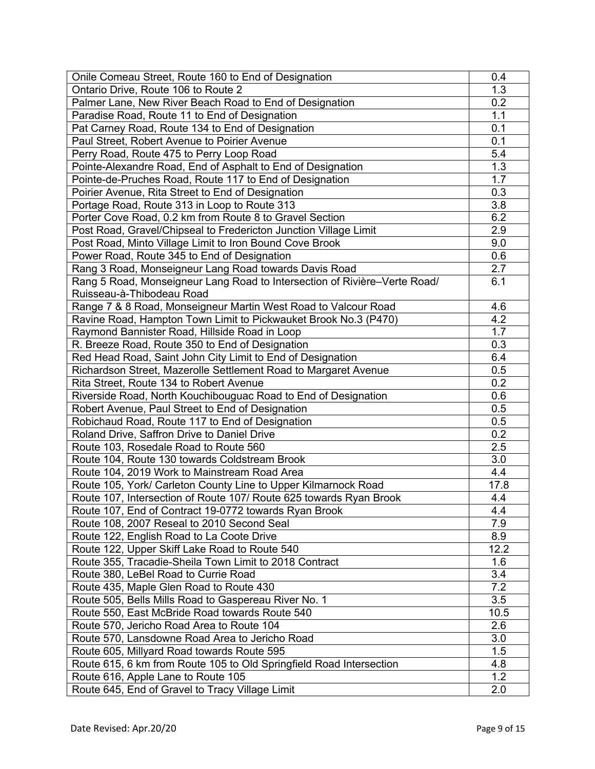| Onile Comeau Street, Route 160 to End of Designation | 0.4 |
|---|---|
| Ontario Drive, Route 106 to Route 2 | 1.3 |
| Palmer Lane, New River Beach Road to End of Designation | 0.2 |
| Paradise Road, Route 11 to End of Designation | 1.1 |
| Pat Carney Road, Route 134 to End of Designation | 0.1 |
| Paul Street, Robert Avenue to Poirier Avenue | 0.1 |
| Perry Road, Route 475 to Perry Loop Road | 5.4 |
| Pointe-Alexandre Road, End of Asphalt to End of Designation | 1.3 |
| Pointe-de-Pruches Road, Route 117 to End of Designation | 1.7 |
| Poirier Avenue, Rita Street to End of Designation | 0.3 |
| Portage Road, Route 313 in Loop to Route 313 | 3.8 |
| Porter Cove Road, 0.2 km from Route 8 to Gravel Section | 6.2 |
| Post Road, Gravel/Chipseal to Fredericton Junction Village Limit | 2.9 |
| Post Road, Minto Village Limit to Iron Bound Cove Brook | 9.0 |
| Power Road, Route 345 to End of Designation | 0.6 |
| Rang 3 Road, Monseigneur Lang Road towards Davis Road | 2.7 |
| Rang 5 Road, Monseigneur Lang Road to Intersection of Rivière–Verte Road/ Ruisseau-à-Thibodeau Road | 6.1 |
| Range 7 & 8 Road, Monseigneur Martin West Road to Valcour Road | 4.6 |
| Ravine Road, Hampton Town Limit to Pickwauket Brook No.3 (P470) | 4.2 |
| Raymond Bannister Road, Hillside Road in Loop | 1.7 |
| R. Breeze Road, Route 350 to End of Designation | 0.3 |
| Red Head Road, Saint John City Limit to End of Designation | 6.4 |
| Richardson Street, Mazerolle Settlement Road to Margaret Avenue | 0.5 |
| Rita Street, Route 134 to Robert Avenue | 0.2 |
| Riverside Road, North Kouchibouguac Road to End of Designation | 0.6 |
| Robert Avenue, Paul Street to End of Designation | 0.5 |
| Robichaud Road, Route 117 to End of Designation | 0.5 |
| Roland Drive, Saffron Drive to Daniel Drive | 0.2 |
| Route 103, Rosedale Road to Route 560 | 2.5 |
| Route 104, Route 130 towards Coldstream Brook | 3.0 |
| Route 104, 2019 Work to Mainstream Road Area | 4.4 |
| Route 105, York/ Carleton County Line to Upper Kilmarnock Road | 17.8 |
| Route 107, Intersection of Route 107/ Route 625 towards Ryan Brook | 4.4 |
| Route 107, End of Contract 19-0772 towards Ryan Brook | 4.4 |
| Route 108, 2007 Reseal to 2010 Second Seal | 7.9 |
| Route 122, English Road to La Coote Drive | 8.9 |
| Route 122, Upper Skiff Lake Road to Route 540 | 12.2 |
| Route 355, Tracadie-Sheila Town Limit to 2018 Contract | 1.6 |
| Route 380, LeBel Road to Currie Road | 3.4 |
| Route 435, Maple Glen Road to Route 430 | 7.2 |
| Route 505, Bells Mills Road to Gaspereau River No. 1 | 3.5 |
| Route 550, East McBride Road towards Route 540 | 10.5 |
| Route 570, Jericho Road Area to Route 104 | 2.6 |
| Route 570, Lansdowne Road Area to Jericho Road | 3.0 |
| Route 605, Millyard Road towards Route 595 | 1.5 |
| Route 615, 6 km from Route 105 to Old Springfield Road Intersection | 4.8 |
| Route 616, Apple Lane to Route 105 | 1.2 |
| Route 645, End of Gravel to Tracy Village Limit | 2.0 |

Date Revised: Apr.20/20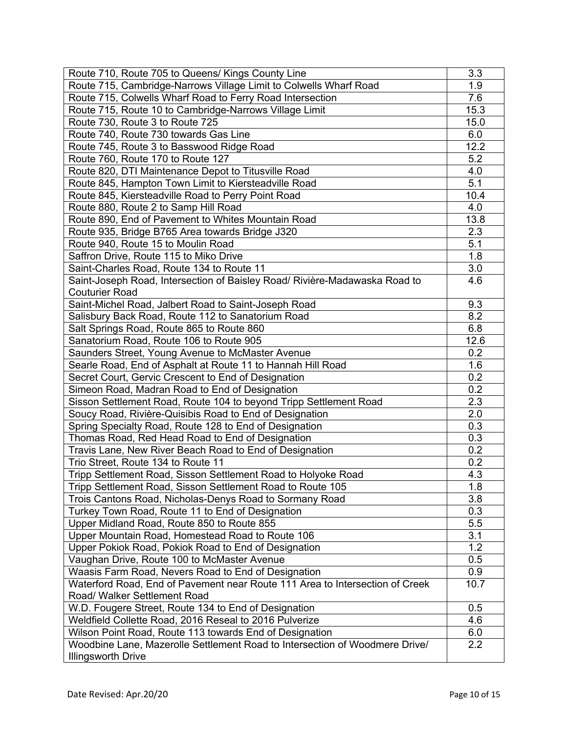| | |
|---|---|
| Route 710, Route 705 to Queens/ Kings County Line | 3.3 |
| Route 715, Cambridge-Narrows Village Limit to Colwells Wharf Road | 1.9 |
| Route 715, Colwells Wharf Road to Ferry Road Intersection | 7.6 |
| Route 715, Route 10 to Cambridge-Narrows Village Limit | 15.3 |
| Route 730, Route 3 to Route 725 | 15.0 |
| Route 740, Route 730 towards Gas Line | 6.0 |
| Route 745, Route 3 to Basswood Ridge Road | 12.2 |
| Route 760, Route 170 to Route 127 | 5.2 |
| Route 820, DTI Maintenance Depot to Titusville Road | 4.0 |
| Route 845, Hampton Town Limit to Kiersteadville Road | 5.1 |
| Route 845, Kiersteadville Road to Perry Point Road | 10.4 |
| Route 880, Route 2 to Samp Hill Road | 4.0 |
| Route 890, End of Pavement to Whites Mountain Road | 13.8 |
| Route 935, Bridge B765 Area towards Bridge J320 | 2.3 |
| Route 940, Route 15 to Moulin Road | 5.1 |
| Saffron Drive, Route 115 to Miko Drive | 1.8 |
| Saint-Charles Road, Route 134 to Route 11 | 3.0 |
| Saint-Joseph Road, Intersection of Baisley Road/ Rivière-Madawaska Road to Couturier Road | 4.6 |
| Saint-Michel Road, Jalbert Road to Saint-Joseph Road | 9.3 |
| Salisbury Back Road, Route 112 to Sanatorium Road | 8.2 |
| Salt Springs Road, Route 865 to Route 860 | 6.8 |
| Sanatorium Road, Route 106 to Route 905 | 12.6 |
| Saunders Street, Young Avenue to McMaster Avenue | 0.2 |
| Searle Road, End of Asphalt at Route 11 to Hannah Hill Road | 1.6 |
| Secret Court, Gervic Crescent to End of Designation | 0.2 |
| Simeon Road, Madran Road to End of Designation | 0.2 |
| Sisson Settlement Road, Route 104 to beyond Tripp Settlement Road | 2.3 |
| Soucy Road, Rivière-Quisibis Road to End of Designation | 2.0 |
| Spring Specialty Road, Route 128 to End of Designation | 0.3 |
| Thomas Road, Red Head Road to End of Designation | 0.3 |
| Travis Lane, New River Beach Road to End of Designation | 0.2 |
| Trio Street, Route 134 to Route 11 | 0.2 |
| Tripp Settlement Road, Sisson Settlement Road to Holyoke Road | 4.3 |
| Tripp Settlement Road, Sisson Settlement Road to Route 105 | 1.8 |
| Trois Cantons Road, Nicholas-Denys Road to Sormany Road | 3.8 |
| Turkey Town Road, Route 11 to End of Designation | 0.3 |
| Upper Midland Road, Route 850 to Route 855 | 5.5 |
| Upper Mountain Road, Homestead Road to Route 106 | 3.1 |
| Upper Pokiok Road, Pokiok Road to End of Designation | 1.2 |
| Vaughan Drive, Route 100 to McMaster Avenue | 0.5 |
| Waasis Farm Road, Nevers Road to End of Designation | 0.9 |
| Waterford Road, End of Pavement near Route 111 Area to Intersection of Creek Road/ Walker Settlement Road | 10.7 |
| W.D. Fougere Street, Route 134 to End of Designation | 0.5 |
| Weldfield Collette Road, 2016 Reseal to 2016 Pulverize | 4.6 |
| Wilson Point Road, Route 113 towards End of Designation | 6.0 |
| Woodbine Lane, Mazerolle Settlement Road to Intersection of Woodmere Drive/ Illingsworth Drive | 2.2 |

Date Revised: Apr.20/20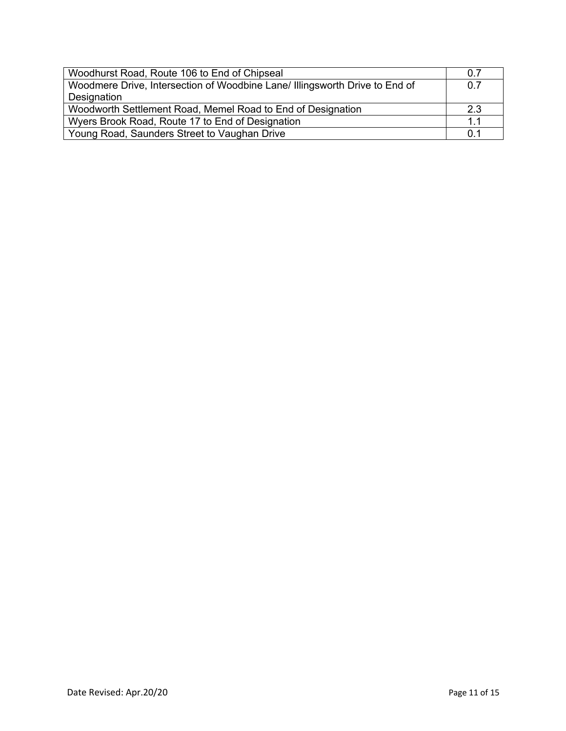| | |
|---|---|
| Woodhurst Road, Route 106 to End of Chipseal | 0.7 |
| Woodmere Drive, Intersection of Woodbine Lane/ Illingsworth Drive to End of Designation | 0.7 |
| Woodworth Settlement Road, Memel Road to End of Designation | 2.3 |
| Wyers Brook Road, Route 17 to End of Designation | 1.1 |
| Young Road, Saunders Street to Vaughan Drive | 0.1 |

Date Revised: Apr.20/20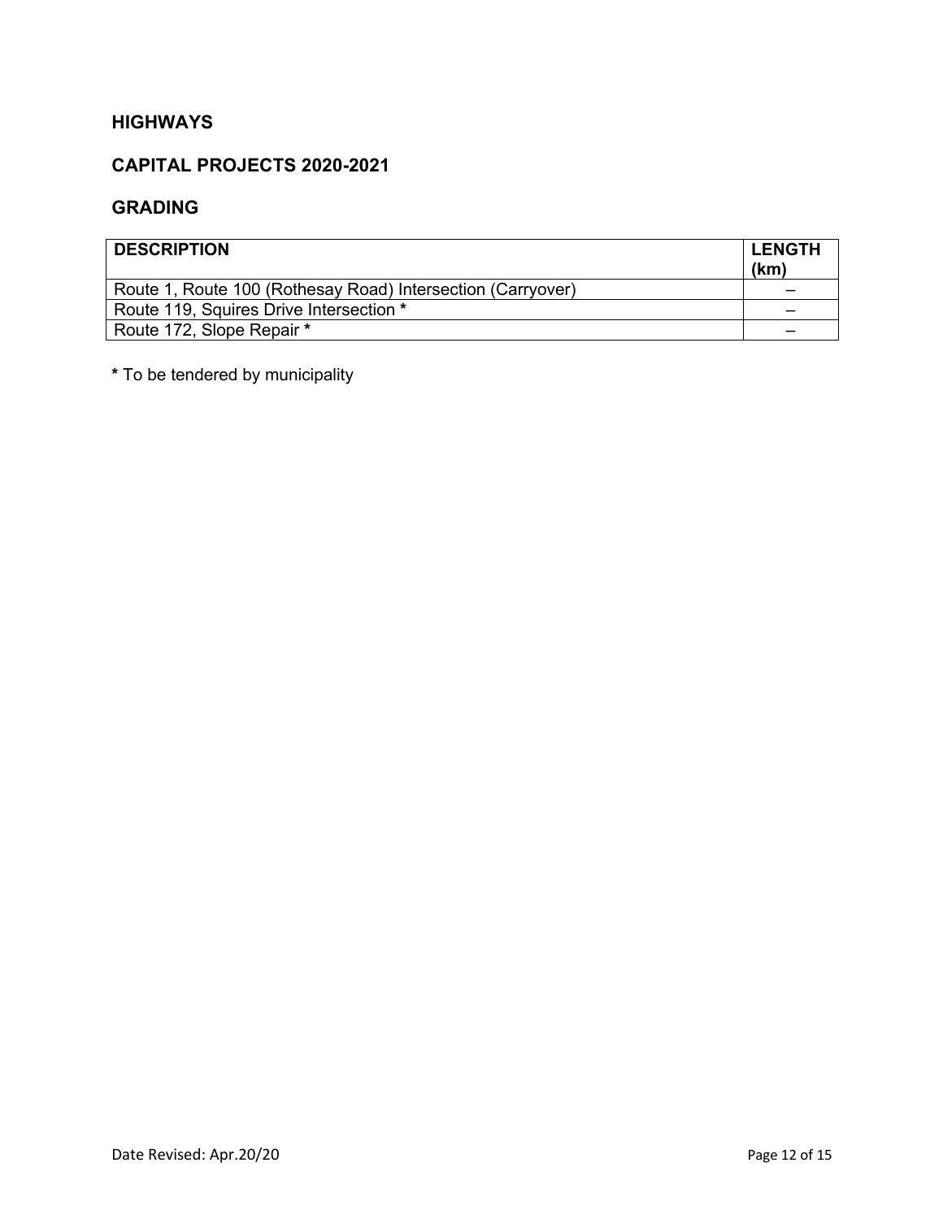## HIGHWAYS

## CAPITAL PROJECTS 2020-2021

## GRADING

| DESCRIPTION | LENGTH (km) |
| --- | --- |
| Route 1, Route 100 (Rothesay Road) Intersection (Carryover) | – |
| Route 119, Squires Drive Intersection * | – |
| Route 172, Slope Repair * | – |

* To be tendered by municipality

Date Revised: Apr.20/20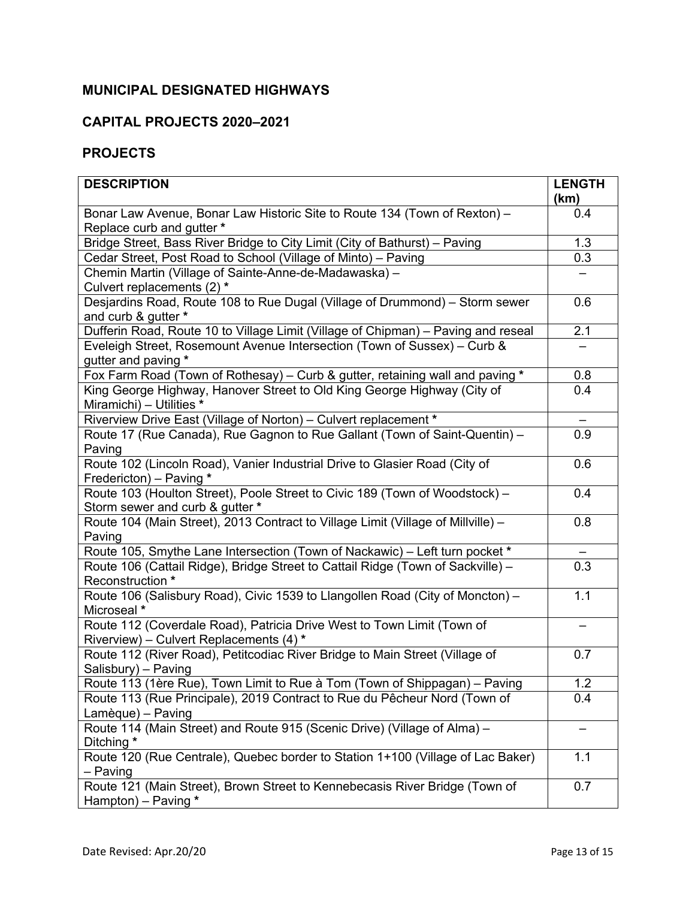## MUNICIPAL DESIGNATED HIGHWAYS

## CAPITAL PROJECTS 2020–2021

## PROJECTS

| DESCRIPTION | LENGTH (km) |
|---|---|
| Bonar Law Avenue, Bonar Law Historic Site to Route 134 (Town of Rexton) – Replace curb and gutter * | 0.4 |
| Bridge Street, Bass River Bridge to City Limit (City of Bathurst) – Paving | 1.3 |
| Cedar Street, Post Road to School (Village of Minto) – Paving | 0.3 |
| Chemin Martin (Village of Sainte-Anne-de-Madawaska) – Culvert replacements (2) * | – |
| Desjardins Road, Route 108 to Rue Dugal (Village of Drummond) – Storm sewer and curb & gutter * | 0.6 |
| Dufferin Road, Route 10 to Village Limit (Village of Chipman) – Paving and reseal | 2.1 |
| Eveleigh Street, Rosemount Avenue Intersection (Town of Sussex) – Curb & gutter and paving * | – |
| Fox Farm Road (Town of Rothesay) – Curb & gutter, retaining wall and paving * | 0.8 |
| King George Highway, Hanover Street to Old King George Highway (City of Miramichi) – Utilities * | 0.4 |
| Riverview Drive East (Village of Norton) – Culvert replacement * | – |
| Route 17 (Rue Canada), Rue Gagnon to Rue Gallant (Town of Saint-Quentin) – Paving | 0.9 |
| Route 102 (Lincoln Road), Vanier Industrial Drive to Glasier Road (City of Fredericton) – Paving * | 0.6 |
| Route 103 (Houlton Street), Poole Street to Civic 189 (Town of Woodstock) – Storm sewer and curb & gutter * | 0.4 |
| Route 104 (Main Street), 2013 Contract to Village Limit (Village of Millville) – Paving | 0.8 |
| Route 105, Smythe Lane Intersection (Town of Nackawic) – Left turn pocket * | – |
| Route 106 (Cattail Ridge), Bridge Street to Cattail Ridge (Town of Sackville) – Reconstruction * | 0.3 |
| Route 106 (Salisbury Road), Civic 1539 to Llangollen Road (City of Moncton) – Microseal * | 1.1 |
| Route 112 (Coverdale Road), Patricia Drive West to Town Limit (Town of Riverview) – Culvert Replacements (4) * | – |
| Route 112 (River Road), Petitcodiac River Bridge to Main Street (Village of Salisbury) – Paving | 0.7 |
| Route 113 (1ère Rue), Town Limit to Rue à Tom (Town of Shippagan) – Paving | 1.2 |
| Route 113 (Rue Principale), 2019 Contract to Rue du Pêcheur Nord (Town of Lamèque) – Paving | 0.4 |
| Route 114 (Main Street) and Route 915 (Scenic Drive) (Village of Alma) – Ditching * | – |
| Route 120 (Rue Centrale), Quebec border to Station 1+100 (Village of Lac Baker) – Paving | 1.1 |
| Route 121 (Main Street), Brown Street to Kennebecasis River Bridge (Town of Hampton) – Paving * | 0.7 |

Date Revised: Apr.20/20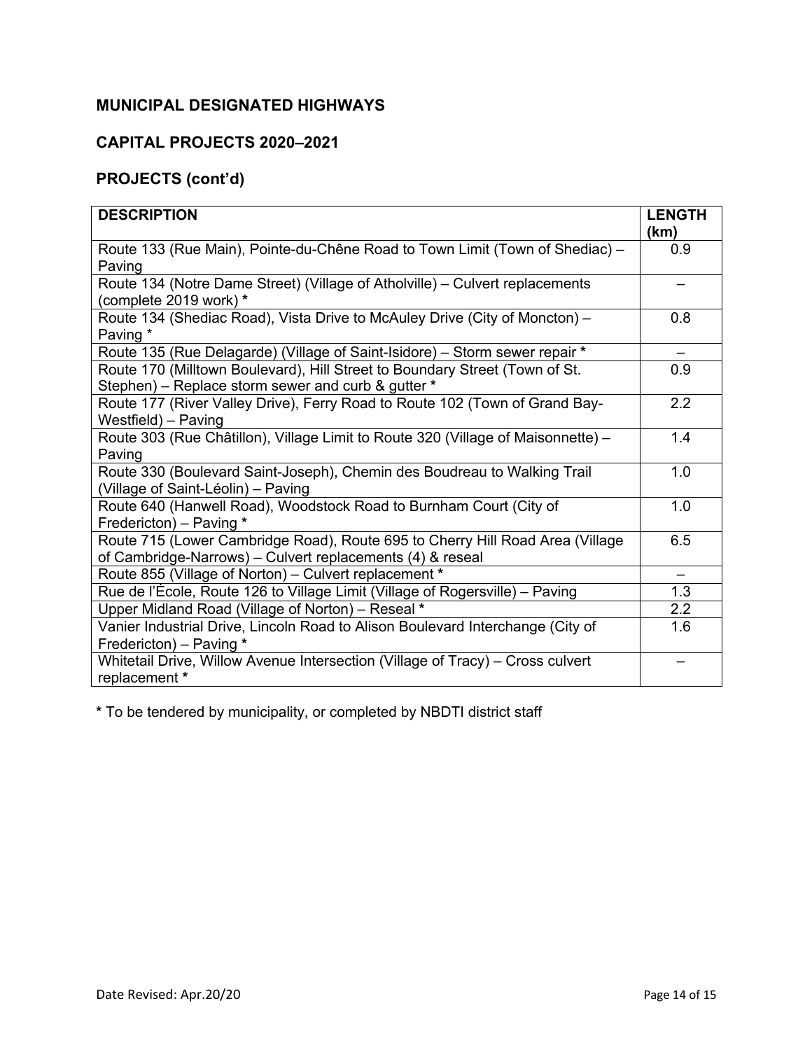## MUNICIPAL DESIGNATED HIGHWAYS

## CAPITAL PROJECTS 2020–2021

## PROJECTS (cont'd)

| DESCRIPTION | LENGTH (km) |
|---|---|
| Route 133 (Rue Main), Pointe-du-Chêne Road to Town Limit (Town of Shediac) – Paving | 0.9 |
| Route 134 (Notre Dame Street) (Village of Atholville) – Culvert replacements (complete 2019 work) * | – |
| Route 134 (Shediac Road), Vista Drive to McAuley Drive (City of Moncton) – Paving * | 0.8 |
| Route 135 (Rue Delagarde) (Village of Saint-Isidore) – Storm sewer repair * | – |
| Route 170 (Milltown Boulevard), Hill Street to Boundary Street (Town of St. Stephen) – Replace storm sewer and curb & gutter * | 0.9 |
| Route 177 (River Valley Drive), Ferry Road to Route 102 (Town of Grand Bay-Westfield) – Paving | 2.2 |
| Route 303 (Rue Châtillon), Village Limit to Route 320 (Village of Maisonnette) – Paving | 1.4 |
| Route 330 (Boulevard Saint-Joseph), Chemin des Boudreau to Walking Trail (Village of Saint-Léolin) – Paving | 1.0 |
| Route 640 (Hanwell Road), Woodstock Road to Burnham Court (City of Fredericton) – Paving * | 1.0 |
| Route 715 (Lower Cambridge Road), Route 695 to Cherry Hill Road Area (Village of Cambridge-Narrows) – Culvert replacements (4) & reseal | 6.5 |
| Route 855 (Village of Norton) – Culvert replacement * | – |
| Rue de l'École, Route 126 to Village Limit (Village of Rogersville) – Paving | 1.3 |
| Upper Midland Road (Village of Norton) – Reseal * | 2.2 |
| Vanier Industrial Drive, Lincoln Road to Alison Boulevard Interchange (City of Fredericton) – Paving * | 1.6 |
| Whitetail Drive, Willow Avenue Intersection (Village of Tracy) – Cross culvert replacement * | – |

**\*** To be tendered by municipality, or completed by NBDTI district staff

Date Revised: Apr.20/20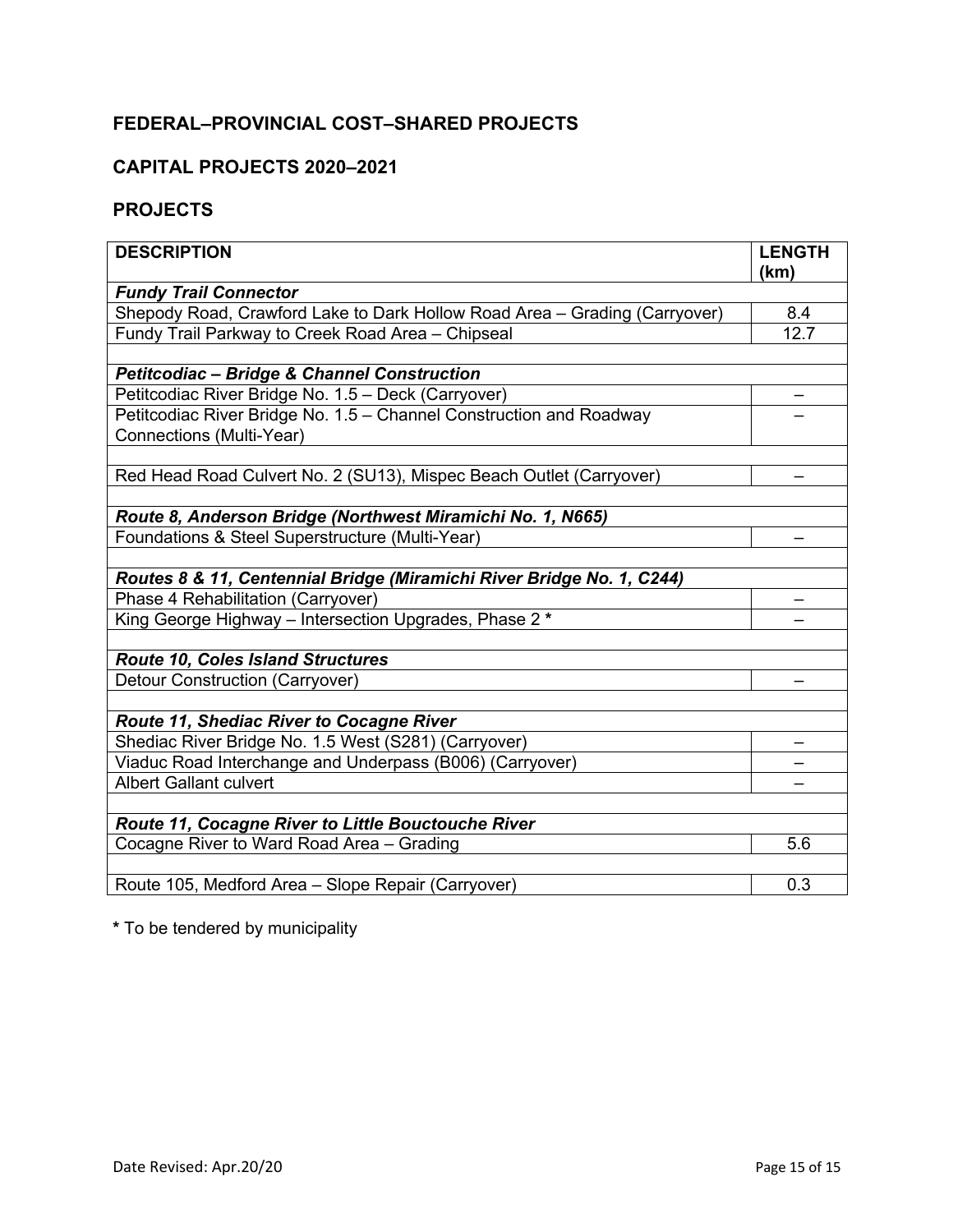## FEDERAL–PROVINCIAL COST–SHARED PROJECTS

## CAPITAL PROJECTS 2020–2021

## PROJECTS

| DESCRIPTION | LENGTH (km) |
|---|---|
| ***Fundy Trail Connector*** | |
| Shepody Road, Crawford Lake to Dark Hollow Road Area – Grading (Carryover) | 8.4 |
| Fundy Trail Parkway to Creek Road Area – Chipseal | 12.7 |
| | |
| ***Petitcodiac – Bridge & Channel Construction*** | |
| Petitcodiac River Bridge No. 1.5 – Deck (Carryover) | – |
| Petitcodiac River Bridge No. 1.5 – Channel Construction and Roadway Connections (Multi-Year) | – |
| | |
| Red Head Road Culvert No. 2 (SU13), Mispec Beach Outlet (Carryover) | – |
| | |
| ***Route 8, Anderson Bridge (Northwest Miramichi No. 1, N665)*** | |
| Foundations & Steel Superstructure (Multi-Year) | – |
| | |
| ***Routes 8 & 11, Centennial Bridge (Miramichi River Bridge No. 1, C244)*** | |
| Phase 4 Rehabilitation (Carryover) | – |
| King George Highway – Intersection Upgrades, Phase 2 **\*** | – |
| | |
| ***Route 10, Coles Island Structures*** | |
| Detour Construction (Carryover) | – |
| | |
| ***Route 11, Shediac River to Cocagne River*** | |
| Shediac River Bridge No. 1.5 West (S281) (Carryover) | – |
| Viaduc Road Interchange and Underpass (B006) (Carryover) | – |
| Albert Gallant culvert | – |
| | |
| ***Route 11, Cocagne River to Little Bouctouche River*** | |
| Cocagne River to Ward Road Area – Grading | 5.6 |
| | |
| Route 105, Medford Area – Slope Repair (Carryover) | 0.3 |

**\*** To be tendered by municipality